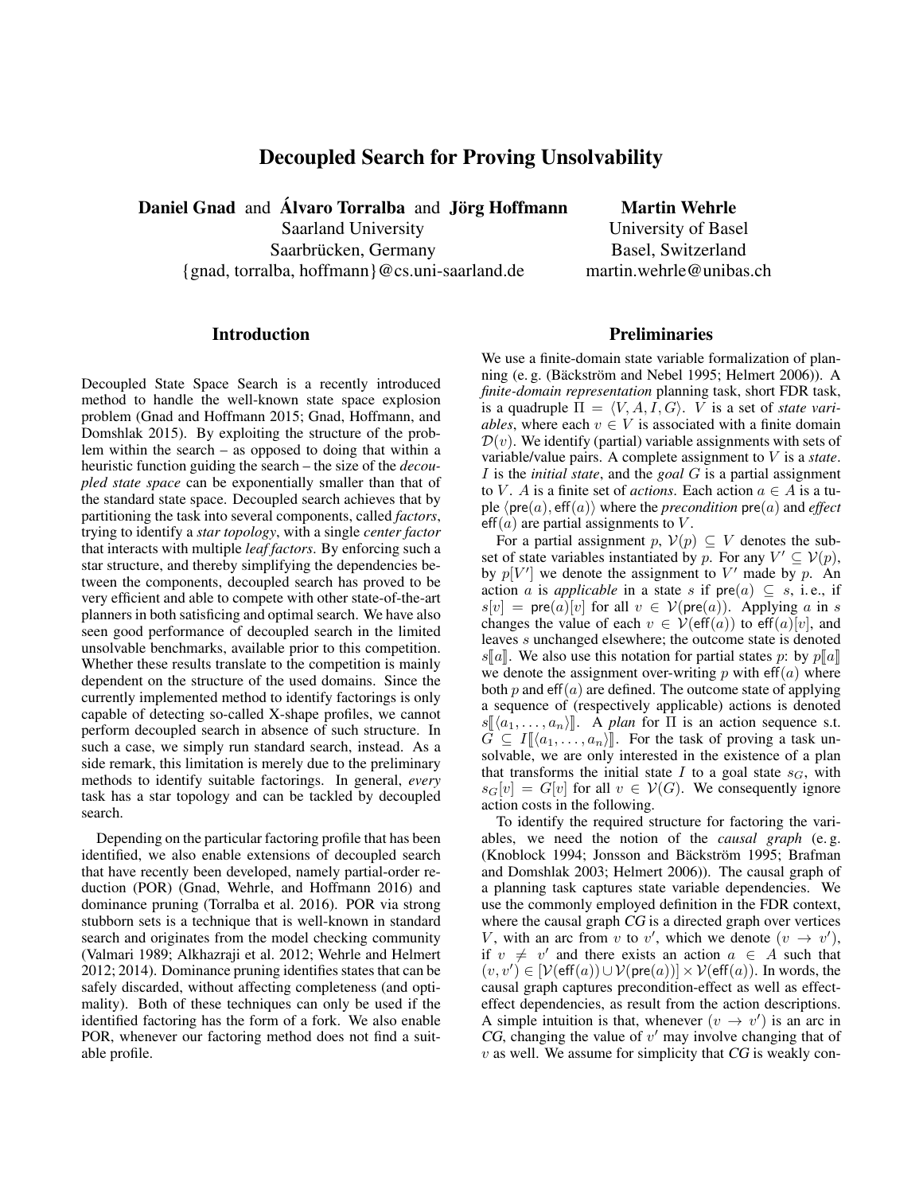# Decoupled Search for Proving Unsolvability

**Daniel Gnad** and **Álvaro Torralba** and **Jörg Hoffmann**
Saarland University
Saarbrücken, Germany
{gnad, torralba, hoffmann}@cs.uni-saarland.de

**Martin Wehrle**
University of Basel
Basel, Switzerland
martin.wehrle@unibas.ch

## Introduction

Decoupled State Space Search is a recently introduced method to handle the well-known state space explosion problem (Gnad and Hoffmann 2015; Gnad, Hoffmann, and Domshlak 2015). By exploiting the structure of the problem within the search – as opposed to doing that within a heuristic function guiding the search – the size of the *decoupled state space* can be exponentially smaller than that of the standard state space. Decoupled search achieves that by partitioning the task into several components, called *factors*, trying to identify a *star topology*, with a single *center factor* that interacts with multiple *leaf factors*. By enforcing such a star structure, and thereby simplifying the dependencies between the components, decoupled search has proved to be very efficient and able to compete with other state-of-the-art planners in both satisficing and optimal search. We have also seen good performance of decoupled search in the limited unsolvable benchmarks, available prior to this competition. Whether these results translate to the competition is mainly dependent on the structure of the used domains. Since the currently implemented method to identify factorings is only capable of detecting so-called X-shape profiles, we cannot perform decoupled search in absence of such structure. In such a case, we simply run standard search, instead. As a side remark, this limitation is merely due to the preliminary methods to identify suitable factorings. In general, *every* task has a star topology and can be tackled by decoupled search.

Depending on the particular factoring profile that has been identified, we also enable extensions of decoupled search that have recently been developed, namely partial-order reduction (POR) (Gnad, Wehrle, and Hoffmann 2016) and dominance pruning (Torralba et al. 2016). POR via strong stubborn sets is a technique that is well-known in standard search and originates from the model checking community (Valmari 1989; Alkhazraji et al. 2012; Wehrle and Helmert 2012; 2014). Dominance pruning identifies states that can be safely discarded, without affecting completeness (and optimality). Both of these techniques can only be used if the identified factoring has the form of a fork. We also enable POR, whenever our factoring method does not find a suitable profile.

## Preliminaries

We use a finite-domain state variable formalization of planning (e. g. (Bäckström and Nebel 1995; Helmert 2006)). A *finite-domain representation* planning task, short FDR task, is a quadruple $\Pi = \langle V, A, I, G \rangle$. $V$ is a set of *state variables*, where each $v \in V$ is associated with a finite domain $\mathcal{D}(v)$. We identify (partial) variable assignments with sets of variable/value pairs. A complete assignment to $V$ is a *state*. $I$ is the *initial state*, and the *goal* $G$ is a partial assignment to $V$. $A$ is a finite set of *actions*. Each action $a \in A$ is a tuple $\langle \mathsf{pre}(a), \mathsf{eff}(a) \rangle$ where the *precondition* $\mathsf{pre}(a)$ and *effect* $\mathsf{eff}(a)$ are partial assignments to $V$.

For a partial assignment $p$, $\mathcal{V}(p) \subseteq V$ denotes the subset of state variables instantiated by $p$. For any $V' \subseteq \mathcal{V}(p)$, by $p[V']$ we denote the assignment to $V'$ made by $p$. An action $a$ is *applicable* in a state $s$ if $\mathsf{pre}(a) \subseteq s$, i. e., if $s[v] = \mathsf{pre}(a)[v]$ for all $v \in \mathcal{V}(\mathsf{pre}(a))$. Applying $a$ in $s$ changes the value of each $v \in \mathcal{V}(\mathsf{eff}(a))$ to $\mathsf{eff}(a)[v]$, and leaves $s$ unchanged elsewhere; the outcome state is denoted $s[\![a]\!]$. We also use this notation for partial states $p$: by $p[\![a]\!]$ we denote the assignment over-writing $p$ with $\mathsf{eff}(a)$ where both $p$ and $\mathsf{eff}(a)$ are defined. The outcome state of applying a sequence of (respectively applicable) actions is denoted $s[\![\langle a_1, \dots, a_n \rangle]\!]$. A *plan* for $\Pi$ is an action sequence s.t. $G \subseteq I[\![\langle a_1, \dots, a_n \rangle]\!]$. For the task of proving a task unsolvable, we are only interested in the existence of a plan that transforms the initial state $I$ to a goal state $s_G$, with $s_G[v] = G[v]$ for all $v \in \mathcal{V}(G)$. We consequently ignore action costs in the following.

To identify the required structure for factoring the variables, we need the notion of the *causal graph* (e. g. (Knoblock 1994; Jonsson and Bäckström 1995; Brafman and Domshlak 2003; Helmert 2006)). The causal graph of a planning task captures state variable dependencies. We use the commonly employed definition in the FDR context, where the causal graph *CG* is a directed graph over vertices $V$, with an arc from $v$ to $v'$, which we denote $(v \rightarrow v')$, if $v \neq v'$ and there exists an action $a \in A$ such that $(v, v') \in [\mathcal{V}(\mathsf{eff}(a)) \cup \mathcal{V}(\mathsf{pre}(a))] \times \mathcal{V}(\mathsf{eff}(a))$. In words, the causal graph captures precondition-effect as well as effect-effect dependencies, as result from the action descriptions. A simple intuition is that, whenever $(v \rightarrow v')$ is an arc in *CG*, changing the value of $v'$ may involve changing that of $v$ as well. We assume for simplicity that *CG* is weakly con-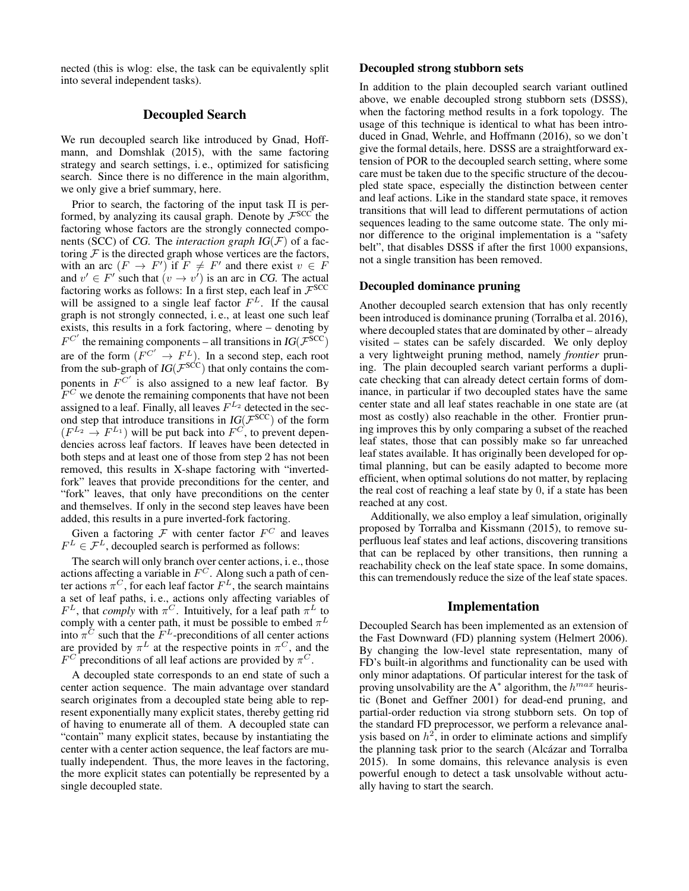nected (this is wlog: else, the task can be equivalently split into several independent tasks).

## Decoupled Search

We run decoupled search like introduced by Gnad, Hoffmann, and Domshlak (2015), with the same factoring strategy and search settings, i. e., optimized for satisficing search. Since there is no difference in the main algorithm, we only give a brief summary, here.

Prior to search, the factoring of the input task $\Pi$ is performed, by analyzing its causal graph. Denote by $\mathcal{F}^{\text{SCC}}$ the factoring whose factors are the strongly connected components (SCC) of *CG*. The *interaction graph* $IG(\mathcal{F})$ of a factoring $\mathcal{F}$ is the directed graph whose vertices are the factors, with an arc $(F \rightarrow F')$ if $F \neq F'$ and there exist $v \in F$ and $v' \in F'$ such that $(v \rightarrow v')$ is an arc in *CG*. The actual factoring works as follows: In a first step, each leaf in $\mathcal{F}^{\text{SCC}}$ will be assigned to a single leaf factor $F^L$. If the causal graph is not strongly connected, i. e., at least one such leaf exists, this results in a fork factoring, where – denoting by $F^{C'}$ the remaining components – all transitions in $IG(\mathcal{F}^{\text{SCC}})$ are of the form $(F^{C'} \rightarrow F^L)$. In a second step, each root from the sub-graph of $IG(\mathcal{F}^{\text{SCC}})$ that only contains the components in $F^{C'}$ is also assigned to a new leaf factor. By $F^C$ we denote the remaining components that have not been assigned to a leaf. Finally, all leaves $F^{L_2}$ detected in the second step that introduce transitions in $IG(\mathcal{F}^{\text{SCC}})$ of the form $(F^{L_2} \rightarrow F^{L_1})$ will be put back into $F^C$, to prevent dependencies across leaf factors. If leaves have been detected in both steps and at least one of those from step 2 has not been removed, this results in X-shape factoring with "inverted-fork" leaves that provide preconditions for the center, and "fork" leaves, that only have preconditions on the center and themselves. If only in the second step leaves have been added, this results in a pure inverted-fork factoring.

Given a factoring $\mathcal{F}$ with center factor $F^C$ and leaves $F^L \in \mathcal{F}^L$, decoupled search is performed as follows:

The search will only branch over center actions, i. e., those actions affecting a variable in $F^C$. Along such a path of center actions $\pi^C$, for each leaf factor $F^L$, the search maintains a set of leaf paths, i. e., actions only affecting variables of $F^L$, that *comply* with $\pi^C$. Intuitively, for a leaf path $\pi^L$ to comply with a center path, it must be possible to embed $\pi^L$ into $\pi^C$ such that the $F^L$-preconditions of all center actions are provided by $\pi^L$ at the respective points in $\pi^C$, and the $F^C$ preconditions of all leaf actions are provided by $\pi^C$.

A decoupled state corresponds to an end state of such a center action sequence. The main advantage over standard search originates from a decoupled state being able to represent exponentially many explicit states, thereby getting rid of having to enumerate all of them. A decoupled state can "contain" many explicit states, because by instantiating the center with a center action sequence, the leaf factors are mutually independent. Thus, the more leaves in the factoring, the more explicit states can potentially be represented by a single decoupled state.

### Decoupled strong stubborn sets

In addition to the plain decoupled search variant outlined above, we enable decoupled strong stubborn sets (DSSS), when the factoring method results in a fork topology. The usage of this technique is identical to what has been introduced in Gnad, Wehrle, and Hoffmann (2016), so we don't give the formal details, here. DSSS are a straightforward extension of POR to the decoupled search setting, where some care must be taken due to the specific structure of the decoupled state space, especially the distinction between center and leaf actions. Like in the standard state space, it removes transitions that will lead to different permutations of action sequences leading to the same outcome state. The only minor difference to the original implementation is a "safety belt", that disables DSSS if after the first 1000 expansions, not a single transition has been removed.

### Decoupled dominance pruning

Another decoupled search extension that has only recently been introduced is dominance pruning (Torralba et al. 2016), where decoupled states that are dominated by other – already visited – states can be safely discarded. We only deploy a very lightweight pruning method, namely *frontier* pruning. The plain decoupled search variant performs a duplicate checking that can already detect certain forms of dominance, in particular if two decoupled states have the same center state and all leaf states reachable in one state are (at most as costly) also reachable in the other. Frontier pruning improves this by only comparing a subset of the reached leaf states, those that can possibly make so far unreached leaf states available. It has originally been developed for optimal planning, but can be easily adapted to become more efficient, when optimal solutions do not matter, by replacing the real cost of reaching a leaf state by 0, if a state has been reached at any cost.

Additionally, we also employ a leaf simulation, originally proposed by Torralba and Kissmann (2015), to remove superfluous leaf states and leaf actions, discovering transitions that can be replaced by other transitions, then running a reachability check on the leaf state space. In some domains, this can tremendously reduce the size of the leaf state spaces.

## Implementation

Decoupled Search has been implemented as an extension of the Fast Downward (FD) planning system (Helmert 2006). By changing the low-level state representation, many of FD's built-in algorithms and functionality can be used with only minor adaptations. Of particular interest for the task of proving unsolvability are the A$^*$ algorithm, the $h^{max}$ heuristic (Bonet and Geffner 2001) for dead-end pruning, and partial-order reduction via strong stubborn sets. On top of the standard FD preprocessor, we perform a relevance analysis based on $h^2$, in order to eliminate actions and simplify the planning task prior to the search (Alcázar and Torralba 2015). In some domains, this relevance analysis is even powerful enough to detect a task unsolvable without actually having to start the search.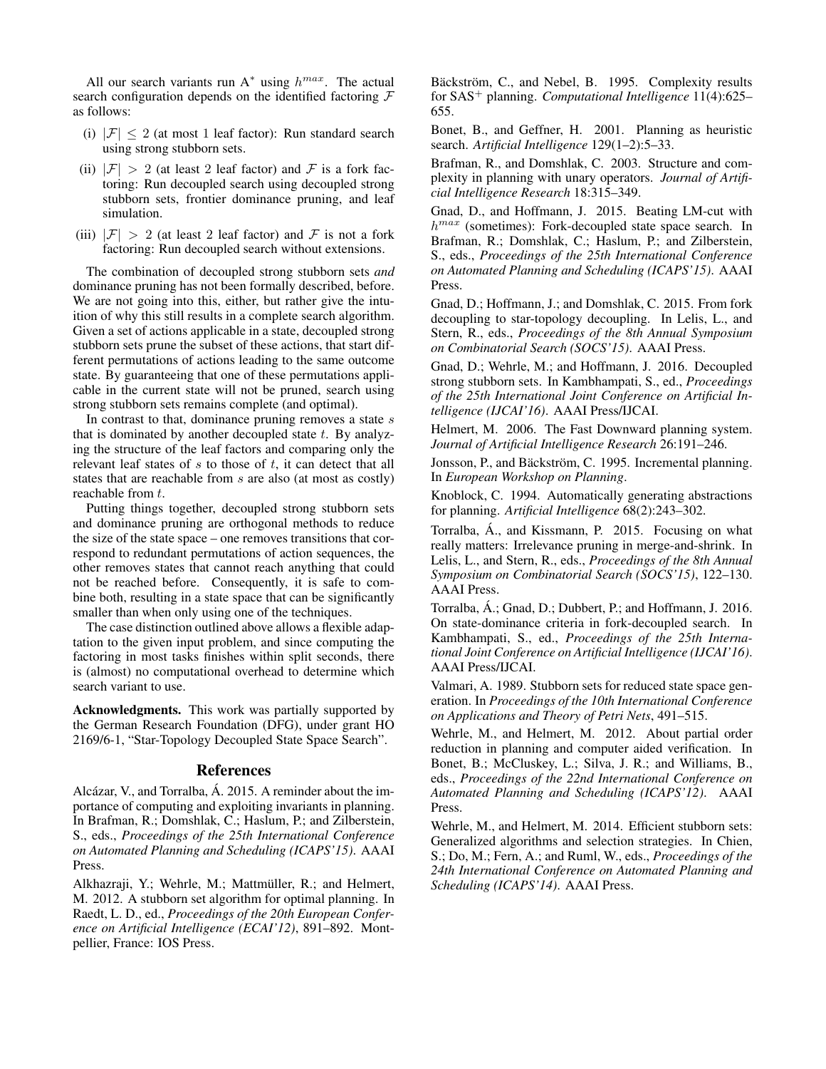All our search variants run A$^*$ using $h^{max}$. The actual search configuration depends on the identified factoring $\mathcal{F}$ as follows:

(i) $|\mathcal{F}| \leq 2$ (at most 1 leaf factor): Run standard search using strong stubborn sets.

(ii) $|\mathcal{F}| > 2$ (at least 2 leaf factor) and $\mathcal{F}$ is a fork factoring: Run decoupled search using decoupled strong stubborn sets, frontier dominance pruning, and leaf simulation.

(iii) $|\mathcal{F}| > 2$ (at least 2 leaf factor) and $\mathcal{F}$ is not a fork factoring: Run decoupled search without extensions.

The combination of decoupled strong stubborn sets *and* dominance pruning has not been formally described, before. We are not going into this, either, but rather give the intuition of why this still results in a complete search algorithm. Given a set of actions applicable in a state, decoupled strong stubborn sets prune the subset of these actions, that start different permutations of actions leading to the same outcome state. By guaranteeing that one of these permutations applicable in the current state will not be pruned, search using strong stubborn sets remains complete (and optimal).

In contrast to that, dominance pruning removes a state $s$ that is dominated by another decoupled state $t$. By analyzing the structure of the leaf factors and comparing only the relevant leaf states of $s$ to those of $t$, it can detect that all states that are reachable from $s$ are also (at most as costly) reachable from $t$.

Putting things together, decoupled strong stubborn sets and dominance pruning are orthogonal methods to reduce the size of the state space – one removes transitions that correspond to redundant permutations of action sequences, the other removes states that cannot reach anything that could not be reached before. Consequently, it is safe to combine both, resulting in a state space that can be significantly smaller than when only using one of the techniques.

The case distinction outlined above allows a flexible adaptation to the given input problem, and since computing the factoring in most tasks finishes within split seconds, there is (almost) no computational overhead to determine which search variant to use.

**Acknowledgments.** This work was partially supported by the German Research Foundation (DFG), under grant HO 2169/6-1, "Star-Topology Decoupled State Space Search".

## References

Alcázar, V., and Torralba, Á. 2015. A reminder about the importance of computing and exploiting invariants in planning. In Brafman, R.; Domshlak, C.; Haslum, P.; and Zilberstein, S., eds., *Proceedings of the 25th International Conference on Automated Planning and Scheduling (ICAPS'15)*. AAAI Press.

Alkhazraji, Y.; Wehrle, M.; Mattmüller, R.; and Helmert, M. 2012. A stubborn set algorithm for optimal planning. In Raedt, L. D., ed., *Proceedings of the 20th European Conference on Artificial Intelligence (ECAI'12)*, 891–892. Montpellier, France: IOS Press.

Bäckström, C., and Nebel, B. 1995. Complexity results for SAS$^+$ planning. *Computational Intelligence* 11(4):625–655.

Bonet, B., and Geffner, H. 2001. Planning as heuristic search. *Artificial Intelligence* 129(1–2):5–33.

Brafman, R., and Domshlak, C. 2003. Structure and complexity in planning with unary operators. *Journal of Artificial Intelligence Research* 18:315–349.

Gnad, D., and Hoffmann, J. 2015. Beating LM-cut with $h^{max}$ (sometimes): Fork-decoupled state space search. In Brafman, R.; Domshlak, C.; Haslum, P.; and Zilberstein, S., eds., *Proceedings of the 25th International Conference on Automated Planning and Scheduling (ICAPS'15)*. AAAI Press.

Gnad, D.; Hoffmann, J.; and Domshlak, C. 2015. From fork decoupling to star-topology decoupling. In Lelis, L., and Stern, R., eds., *Proceedings of the 8th Annual Symposium on Combinatorial Search (SOCS'15)*. AAAI Press.

Gnad, D.; Wehrle, M.; and Hoffmann, J. 2016. Decoupled strong stubborn sets. In Kambhampati, S., ed., *Proceedings of the 25th International Joint Conference on Artificial Intelligence (IJCAI'16)*. AAAI Press/IJCAI.

Helmert, M. 2006. The Fast Downward planning system. *Journal of Artificial Intelligence Research* 26:191–246.

Jonsson, P., and Bäckström, C. 1995. Incremental planning. In *European Workshop on Planning*.

Knoblock, C. 1994. Automatically generating abstractions for planning. *Artificial Intelligence* 68(2):243–302.

Torralba, Á., and Kissmann, P. 2015. Focusing on what really matters: Irrelevance pruning in merge-and-shrink. In Lelis, L., and Stern, R., eds., *Proceedings of the 8th Annual Symposium on Combinatorial Search (SOCS'15)*, 122–130. AAAI Press.

Torralba, Á.; Gnad, D.; Dubbert, P.; and Hoffmann, J. 2016. On state-dominance criteria in fork-decoupled search. In Kambhampati, S., ed., *Proceedings of the 25th International Joint Conference on Artificial Intelligence (IJCAI'16)*. AAAI Press/IJCAI.

Valmari, A. 1989. Stubborn sets for reduced state space generation. In *Proceedings of the 10th International Conference on Applications and Theory of Petri Nets*, 491–515.

Wehrle, M., and Helmert, M. 2012. About partial order reduction in planning and computer aided verification. In Bonet, B.; McCluskey, L.; Silva, J. R.; and Williams, B., eds., *Proceedings of the 22nd International Conference on Automated Planning and Scheduling (ICAPS'12)*. AAAI Press.

Wehrle, M., and Helmert, M. 2014. Efficient stubborn sets: Generalized algorithms and selection strategies. In Chien, S.; Do, M.; Fern, A.; and Ruml, W., eds., *Proceedings of the 24th International Conference on Automated Planning and Scheduling (ICAPS'14)*. AAAI Press.